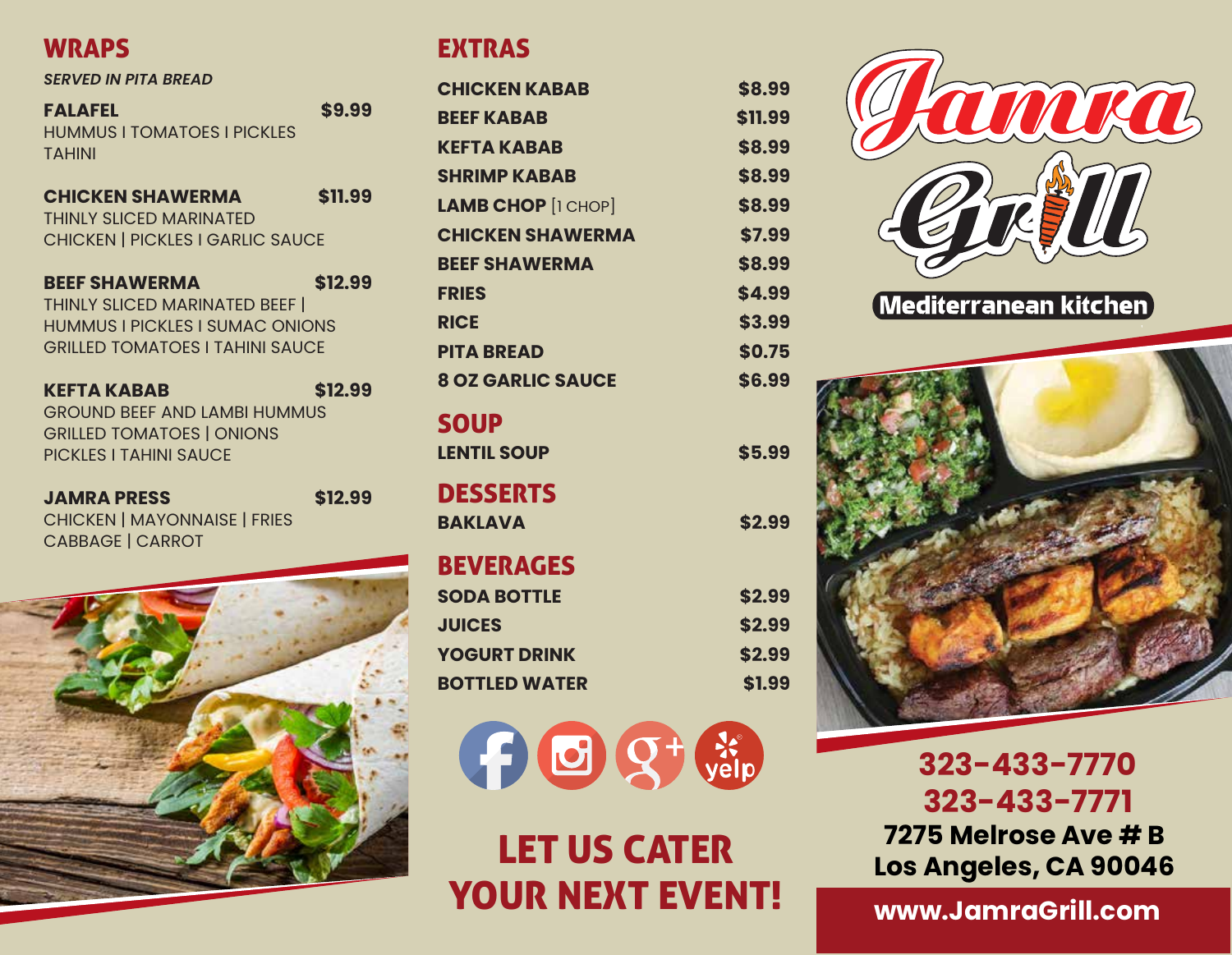## WRAPS

*SERVED IN PITA BREAD*

**FALAFEL** **$9.99**
HUMMUS I TOMATOES I PICKLES
TAHINI

**CHICKEN SHAWERMA** **$11.99**
THINLY SLICED MARINATED
CHICKEN | PICKLES I GARLIC SAUCE

**BEEF SHAWERMA** **$12.99**
THINLY SLICED MARINATED BEEF |
HUMMUS I PICKLES I SUMAC ONIONS
GRILLED TOMATOES I TAHINI SAUCE

**KEFTA KABAB** **$12.99**
GROUND BEEF AND LAMBI HUMMUS
GRILLED TOMATOES | ONIONS
PICKLES I TAHINI SAUCE

**JAMRA PRESS** **$12.99**
CHICKEN | MAYONNAISE | FRIES
CABBAGE | CARROT

## EXTRAS

| Item | Price |
|---|---|
| CHICKEN KABAB | $8.99 |
| BEEF KABAB | $11.99 |
| KEFTA KABAB | $8.99 |
| SHRIMP KABAB | $8.99 |
| LAMB CHOP [1 CHOP] | $8.99 |
| CHICKEN SHAWERMA | $7.99 |
| BEEF SHAWERMA | $8.99 |
| FRIES | $4.99 |
| RICE | $3.99 |
| PITA BREAD | $0.75 |
| 8 OZ GARLIC SAUCE | $6.99 |

## SOUP

| Item | Price |
|---|---|
| LENTIL SOUP | $5.99 |

## DESSERTS

| Item | Price |
|---|---|
| BAKLAVA | $2.99 |

## BEVERAGES

| Item | Price |
|---|---|
| SODA BOTTLE | $2.99 |
| JUICES | $2.99 |
| YOGURT DRINK | $2.99 |
| BOTTLED WATER | $1.99 |

## LET US CATER YOUR NEXT EVENT!

# Jamra Grill

**Mediterranean kitchen**

**323-433-7770**
**323-433-7771**

**7275 Melrose Ave # B**
**Los Angeles, CA 90046**

**www.JamraGrill.com**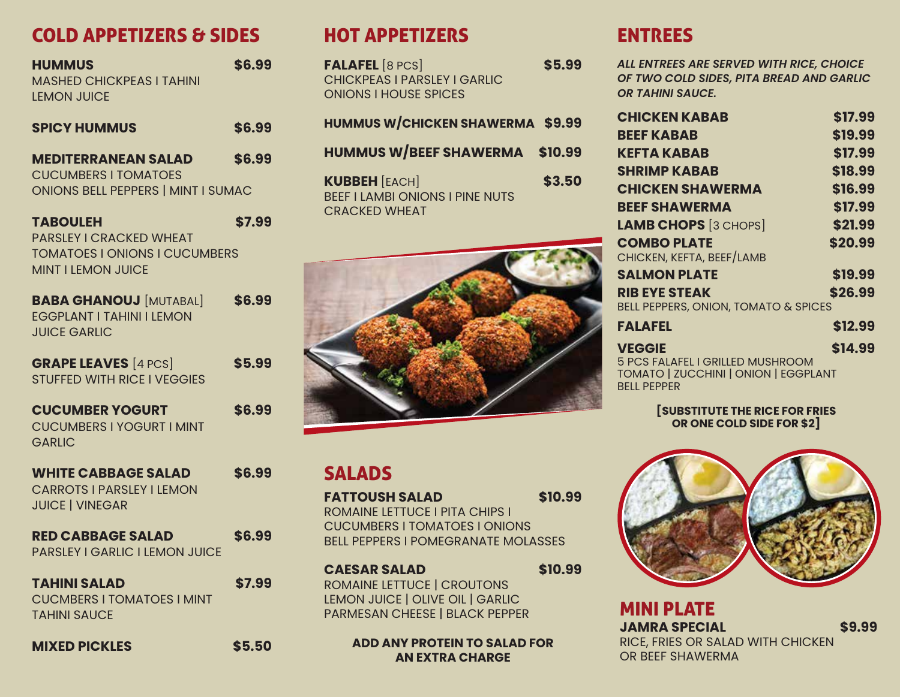## COLD APPETIZERS & SIDES

**HUMMUS** **$6.99**
MASHED CHICKPEAS I TAHINI LEMON JUICE

**SPICY HUMMUS** **$6.99**

**MEDITERRANEAN SALAD** **$6.99**
CUCUMBERS I TOMATOES ONIONS BELL PEPPERS | MINT I SUMAC

**TABOULEH** **$7.99**
PARSLEY I CRACKED WHEAT TOMATOES I ONIONS I CUCUMBERS MINT I LEMON JUICE

**BABA GHANOUJ** [MUTABAL] **$6.99**
EGGPLANT I TAHINI I LEMON JUICE GARLIC

**GRAPE LEAVES** [4 PCS] **$5.99**
STUFFED WITH RICE I VEGGIES

**CUCUMBER YOGURT** **$6.99**
CUCUMBERS I YOGURT I MINT GARLIC

**WHITE CABBAGE SALAD** **$6.99**
CARROTS I PARSLEY I LEMON JUICE | VINEGAR

**RED CABBAGE SALAD** **$6.99**
PARSLEY I GARLIC I LEMON JUICE

**TAHINI SALAD** **$7.99**
CUCMBERS I TOMATOES I MINT TAHINI SAUCE

**MIXED PICKLES** **$5.50**

## HOT APPETIZERS

**FALAFEL** [8 PCS] **$5.99**
CHICKPEAS I PARSLEY I GARLIC ONIONS I HOUSE SPICES

**HUMMUS W/CHICKEN SHAWERMA** **$9.99**

**HUMMUS W/BEEF SHAWERMA** **$10.99**

**KUBBEH** [EACH] **$3.50**
BEEF I LAMBI ONIONS I PINE NUTS CRACKED WHEAT

## SALADS

**FATTOUSH SALAD** **$10.99**
ROMAINE LETTUCE I PITA CHIPS I CUCUMBERS I TOMATOES I ONIONS BELL PEPPERS I POMEGRANATE MOLASSES

**CAESAR SALAD** **$10.99**
ROMAINE LETTUCE | CROUTONS LEMON JUICE | OLIVE OIL | GARLIC PARMESAN CHEESE | BLACK PEPPER

**ADD ANY PROTEIN TO SALAD FOR AN EXTRA CHARGE**

## ENTREES

***ALL ENTREES ARE SERVED WITH RICE, CHOICE OF TWO COLD SIDES, PITA BREAD AND GARLIC OR TAHINI SAUCE.***

**CHICKEN KABAB** **$17.99**

**BEEF KABAB** **$19.99**

**KEFTA KABAB** **$17.99**

**SHRIMP KABAB** **$18.99**

**CHICKEN SHAWERMA** **$16.99**

**BEEF SHAWERMA** **$17.99**

**LAMB CHOPS** [3 CHOPS] **$21.99**

**COMBO PLATE** **$20.99**
CHICKEN, KEFTA, BEEF/LAMB

**SALMON PLATE** **$19.99**

**RIB EYE STEAK** **$26.99**
BELL PEPPERS, ONION, TOMATO & SPICES

**FALAFEL** **$12.99**

**VEGGIE** **$14.99**
5 PCS FALAFEL I GRILLED MUSHROOM TOMATO | ZUCCHINI | ONION | EGGPLANT BELL PEPPER

**[SUBSTITUTE THE RICE FOR FRIES OR ONE COLD SIDE FOR $2]**

## MINI PLATE

**JAMRA SPECIAL** **$9.99**
RICE, FRIES OR SALAD WITH CHICKEN OR BEEF SHAWERMA